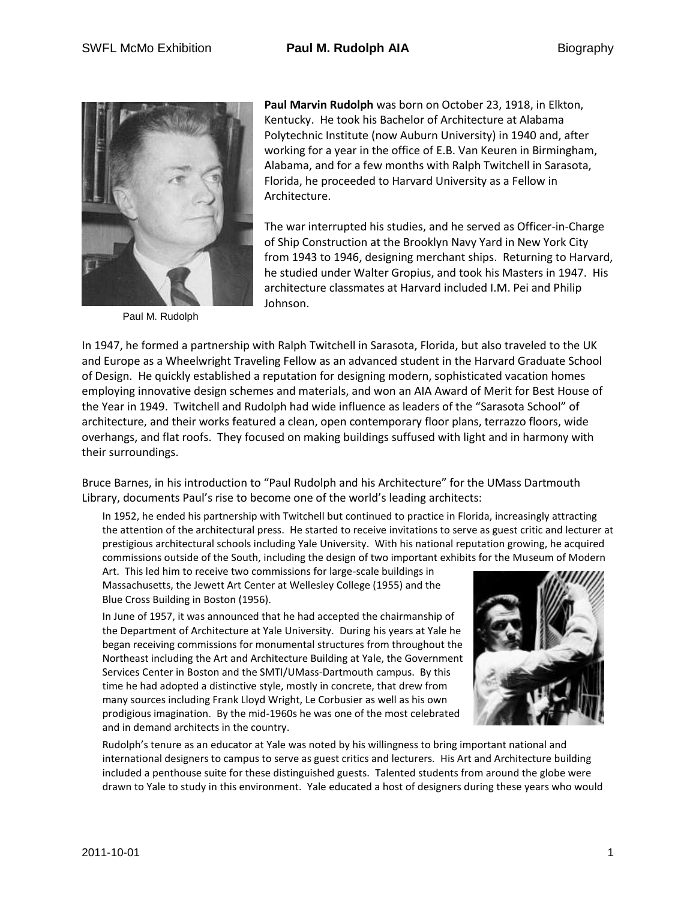**Paul Marvin Rudolph** was born on October 23, 1918, in Elkton, Kentucky. He took his Bachelor of Architecture at Alabama Polytechnic Institute (now Auburn University) in 1940 and, after working for a year in the office of E.B. Van Keuren in Birmingham, Alabama, and for a few months with Ralph Twitchell in Sarasota, Florida, he proceeded to Harvard University as a Fellow in Architecture.

The war interrupted his studies, and he served as Officer-in-Charge of Ship Construction at the Brooklyn Navy Yard in New York City from 1943 to 1946, designing merchant ships. Returning to Harvard, he studied under Walter Gropius, and took his Masters in 1947. His architecture classmates at Harvard included I.M. Pei and Philip Johnson.

Paul M. Rudolph

In 1947, he formed a partnership with Ralph Twitchell in Sarasota, Florida, but also traveled to the UK and Europe as a Wheelwright Traveling Fellow as an advanced student in the Harvard Graduate School of Design. He quickly established a reputation for designing modern, sophisticated vacation homes employing innovative design schemes and materials, and won an AIA Award of Merit for Best House of the Year in 1949. Twitchell and Rudolph had wide influence as leaders of the "Sarasota School" of architecture, and their works featured a clean, open contemporary floor plans, terrazzo floors, wide overhangs, and flat roofs. They focused on making buildings suffused with light and in harmony with their surroundings.

Bruce Barnes, in his introduction to "Paul Rudolph and his Architecture" for the UMass Dartmouth Library, documents Paul's rise to become one of the world's leading architects:

> In 1952, he ended his partnership with Twitchell but continued to practice in Florida, increasingly attracting the attention of the architectural press. He started to receive invitations to serve as guest critic and lecturer at prestigious architectural schools including Yale University. With his national reputation growing, he acquired commissions outside of the South, including the design of two important exhibits for the Museum of Modern Art. This led him to receive two commissions for large-scale buildings in Massachusetts, the Jewett Art Center at Wellesley College (1955) and the Blue Cross Building in Boston (1956).
>
> In June of 1957, it was announced that he had accepted the chairmanship of the Department of Architecture at Yale University. During his years at Yale he began receiving commissions for monumental structures from throughout the Northeast including the Art and Architecture Building at Yale, the Government Services Center in Boston and the SMTI/UMass-Dartmouth campus. By this time he had adopted a distinctive style, mostly in concrete, that drew from many sources including Frank Lloyd Wright, Le Corbusier as well as his own prodigious imagination. By the mid-1960s he was one of the most celebrated and in demand architects in the country.
>
> Rudolph's tenure as an educator at Yale was noted by his willingness to bring important national and international designers to campus to serve as guest critics and lecturers. His Art and Architecture building included a penthouse suite for these distinguished guests. Talented students from around the globe were drawn to Yale to study in this environment. Yale educated a host of designers during these years who would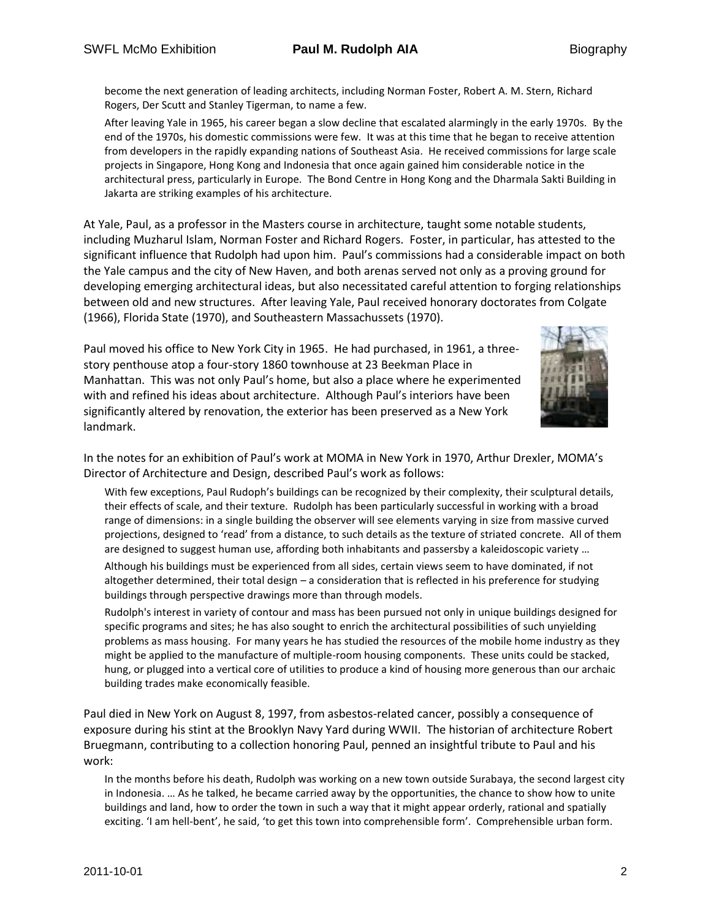become the next generation of leading architects, including Norman Foster, Robert A. M. Stern, Richard Rogers, Der Scutt and Stanley Tigerman, to name a few.

After leaving Yale in 1965, his career began a slow decline that escalated alarmingly in the early 1970s. By the end of the 1970s, his domestic commissions were few. It was at this time that he began to receive attention from developers in the rapidly expanding nations of Southeast Asia. He received commissions for large scale projects in Singapore, Hong Kong and Indonesia that once again gained him considerable notice in the architectural press, particularly in Europe. The Bond Centre in Hong Kong and the Dharmala Sakti Building in Jakarta are striking examples of his architecture.

At Yale, Paul, as a professor in the Masters course in architecture, taught some notable students, including Muzharul Islam, Norman Foster and Richard Rogers. Foster, in particular, has attested to the significant influence that Rudolph had upon him. Paul's commissions had a considerable impact on both the Yale campus and the city of New Haven, and both arenas served not only as a proving ground for developing emerging architectural ideas, but also necessitated careful attention to forging relationships between old and new structures. After leaving Yale, Paul received honorary doctorates from Colgate (1966), Florida State (1970), and Southeastern Massachussets (1970).

Paul moved his office to New York City in 1965. He had purchased, in 1961, a three-story penthouse atop a four-story 1860 townhouse at 23 Beekman Place in Manhattan. This was not only Paul's home, but also a place where he experimented with and refined his ideas about architecture. Although Paul's interiors have been significantly altered by renovation, the exterior has been preserved as a New York landmark.

In the notes for an exhibition of Paul's work at MOMA in New York in 1970, Arthur Drexler, MOMA's Director of Architecture and Design, described Paul's work as follows:

> With few exceptions, Paul Rudoph's buildings can be recognized by their complexity, their sculptural details, their effects of scale, and their texture. Rudolph has been particularly successful in working with a broad range of dimensions: in a single building the observer will see elements varying in size from massive curved projections, designed to 'read' from a distance, to such details as the texture of striated concrete. All of them are designed to suggest human use, affording both inhabitants and passersby a kaleidoscopic variety …
>
> Although his buildings must be experienced from all sides, certain views seem to have dominated, if not altogether determined, their total design – a consideration that is reflected in his preference for studying buildings through perspective drawings more than through models.
>
> Rudolph's interest in variety of contour and mass has been pursued not only in unique buildings designed for specific programs and sites; he has also sought to enrich the architectural possibilities of such unyielding problems as mass housing. For many years he has studied the resources of the mobile home industry as they might be applied to the manufacture of multiple-room housing components. These units could be stacked, hung, or plugged into a vertical core of utilities to produce a kind of housing more generous than our archaic building trades make economically feasible.

Paul died in New York on August 8, 1997, from asbestos-related cancer, possibly a consequence of exposure during his stint at the Brooklyn Navy Yard during WWII. The historian of architecture Robert Bruegmann, contributing to a collection honoring Paul, penned an insightful tribute to Paul and his work:

> In the months before his death, Rudolph was working on a new town outside Surabaya, the second largest city in Indonesia. … As he talked, he became carried away by the opportunities, the chance to show how to unite buildings and land, how to order the town in such a way that it might appear orderly, rational and spatially exciting. 'I am hell-bent', he said, 'to get this town into comprehensible form'. Comprehensible urban form.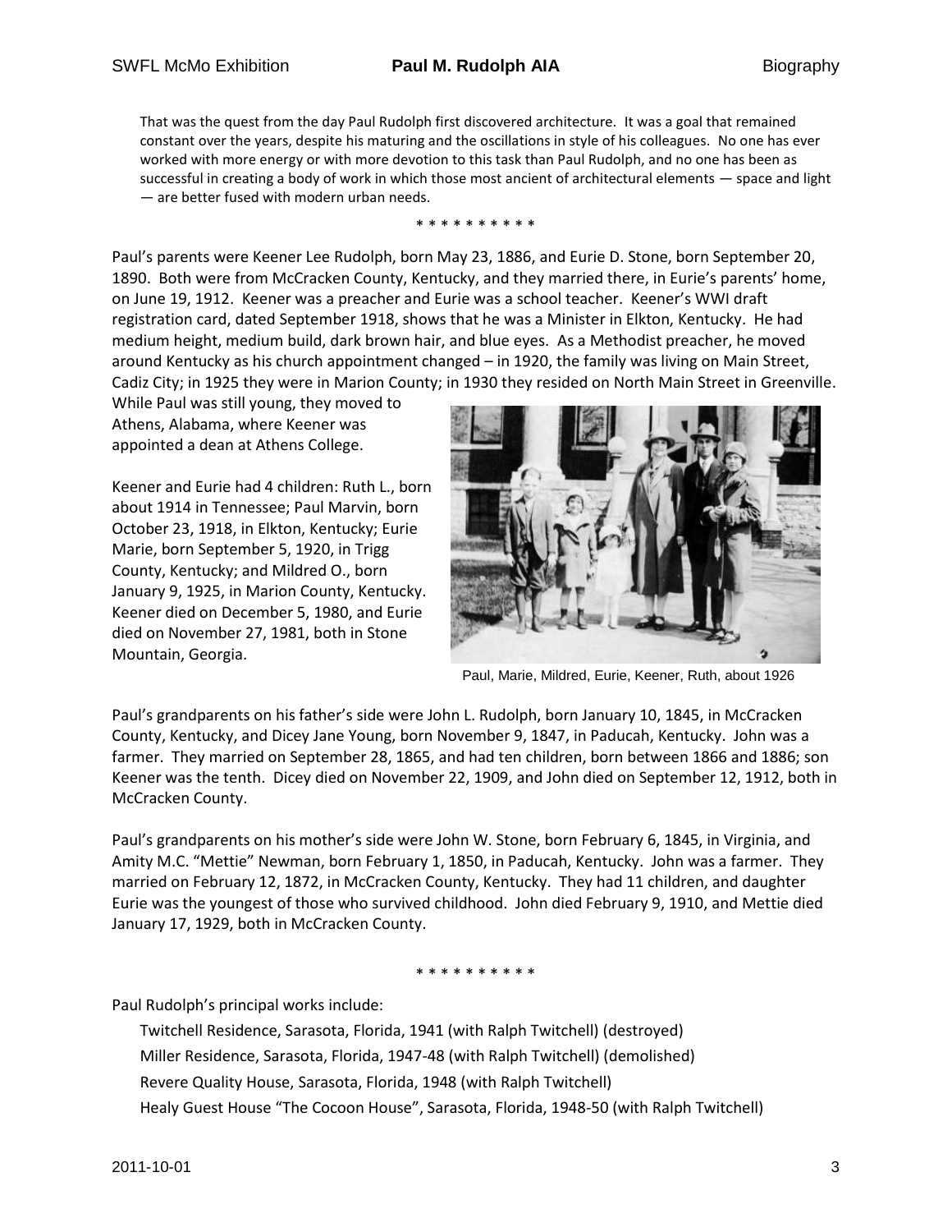That was the quest from the day Paul Rudolph first discovered architecture. It was a goal that remained constant over the years, despite his maturing and the oscillations in style of his colleagues. No one has ever worked with more energy or with more devotion to this task than Paul Rudolph, and no one has been as successful in creating a body of work in which those most ancient of architectural elements — space and light — are better fused with modern urban needs.

\* \* \* \* \* \* \* \* \* \*

Paul's parents were Keener Lee Rudolph, born May 23, 1886, and Eurie D. Stone, born September 20, 1890. Both were from McCracken County, Kentucky, and they married there, in Eurie's parents' home, on June 19, 1912. Keener was a preacher and Eurie was a school teacher. Keener's WWI draft registration card, dated September 1918, shows that he was a Minister in Elkton, Kentucky. He had medium height, medium build, dark brown hair, and blue eyes. As a Methodist preacher, he moved around Kentucky as his church appointment changed – in 1920, the family was living on Main Street, Cadiz City; in 1925 they were in Marion County; in 1930 they resided on North Main Street in Greenville. While Paul was still young, they moved to Athens, Alabama, where Keener was appointed a dean at Athens College.

Keener and Eurie had 4 children: Ruth L., born about 1914 in Tennessee; Paul Marvin, born October 23, 1918, in Elkton, Kentucky; Eurie Marie, born September 5, 1920, in Trigg County, Kentucky; and Mildred O., born January 9, 1925, in Marion County, Kentucky. Keener died on December 5, 1980, and Eurie died on November 27, 1981, both in Stone Mountain, Georgia.

Paul, Marie, Mildred, Eurie, Keener, Ruth, about 1926

Paul's grandparents on his father's side were John L. Rudolph, born January 10, 1845, in McCracken County, Kentucky, and Dicey Jane Young, born November 9, 1847, in Paducah, Kentucky. John was a farmer. They married on September 28, 1865, and had ten children, born between 1866 and 1886; son Keener was the tenth. Dicey died on November 22, 1909, and John died on September 12, 1912, both in McCracken County.

Paul's grandparents on his mother's side were John W. Stone, born February 6, 1845, in Virginia, and Amity M.C. "Mettie" Newman, born February 1, 1850, in Paducah, Kentucky. John was a farmer. They married on February 12, 1872, in McCracken County, Kentucky. They had 11 children, and daughter Eurie was the youngest of those who survived childhood. John died February 9, 1910, and Mettie died January 17, 1929, both in McCracken County.

\* \* \* \* \* \* \* \* \* \*

Paul Rudolph's principal works include:

- Twitchell Residence, Sarasota, Florida, 1941 (with Ralph Twitchell) (destroyed)
- Miller Residence, Sarasota, Florida, 1947-48 (with Ralph Twitchell) (demolished)
- Revere Quality House, Sarasota, Florida, 1948 (with Ralph Twitchell)
- Healy Guest House "The Cocoon House", Sarasota, Florida, 1948-50 (with Ralph Twitchell)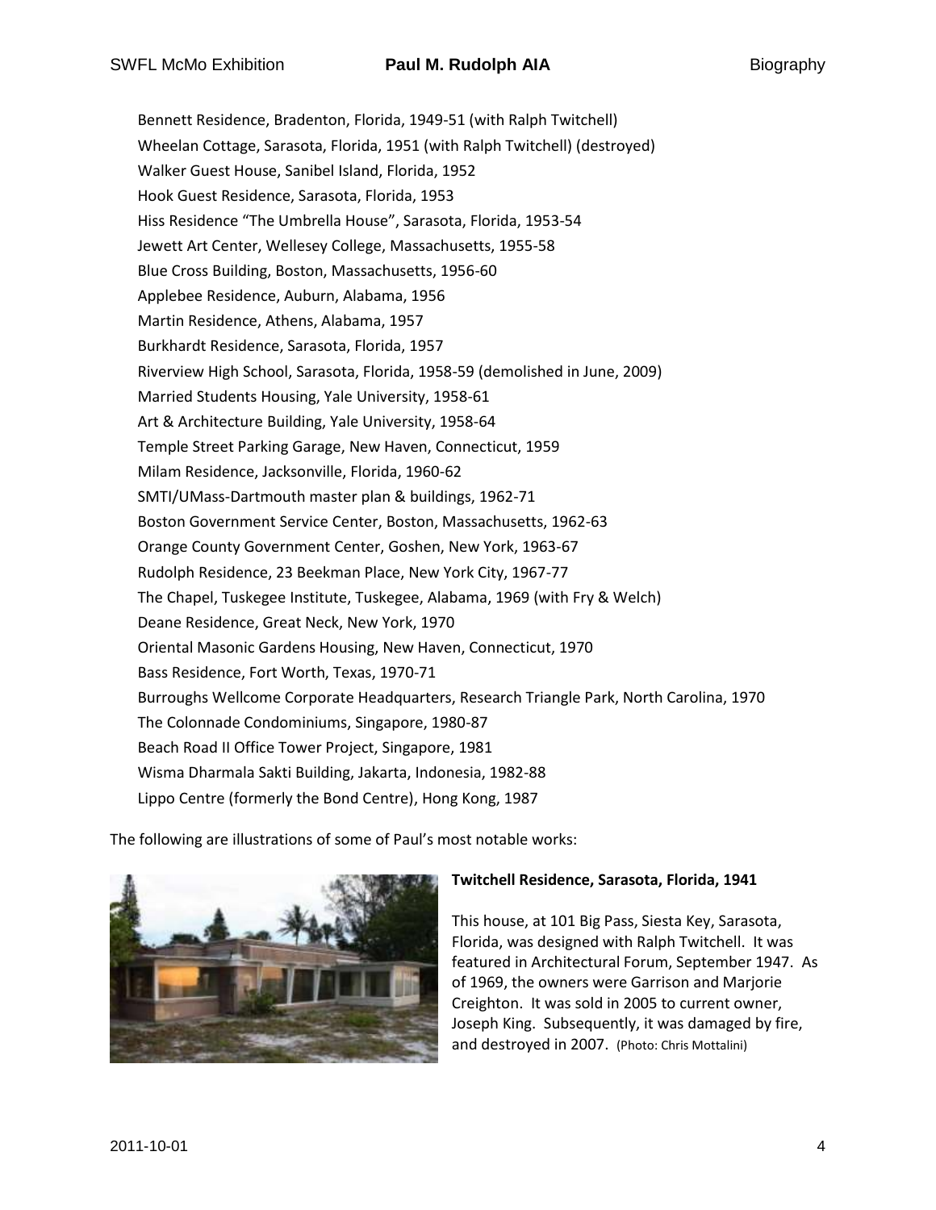Bennett Residence, Bradenton, Florida, 1949-51 (with Ralph Twitchell)
Wheelan Cottage, Sarasota, Florida, 1951 (with Ralph Twitchell) (destroyed)
Walker Guest House, Sanibel Island, Florida, 1952
Hook Guest Residence, Sarasota, Florida, 1953
Hiss Residence "The Umbrella House", Sarasota, Florida, 1953-54
Jewett Art Center, Wellesey College, Massachusetts, 1955-58
Blue Cross Building, Boston, Massachusetts, 1956-60
Applebee Residence, Auburn, Alabama, 1956
Martin Residence, Athens, Alabama, 1957
Burkhardt Residence, Sarasota, Florida, 1957
Riverview High School, Sarasota, Florida, 1958-59 (demolished in June, 2009)
Married Students Housing, Yale University, 1958-61
Art & Architecture Building, Yale University, 1958-64
Temple Street Parking Garage, New Haven, Connecticut, 1959
Milam Residence, Jacksonville, Florida, 1960-62
SMTI/UMass-Dartmouth master plan & buildings, 1962-71
Boston Government Service Center, Boston, Massachusetts, 1962-63
Orange County Government Center, Goshen, New York, 1963-67
Rudolph Residence, 23 Beekman Place, New York City, 1967-77
The Chapel, Tuskegee Institute, Tuskegee, Alabama, 1969 (with Fry & Welch)
Deane Residence, Great Neck, New York, 1970
Oriental Masonic Gardens Housing, New Haven, Connecticut, 1970
Bass Residence, Fort Worth, Texas, 1970-71
Burroughs Wellcome Corporate Headquarters, Research Triangle Park, North Carolina, 1970
The Colonnade Condominiums, Singapore, 1980-87
Beach Road II Office Tower Project, Singapore, 1981
Wisma Dharmala Sakti Building, Jakarta, Indonesia, 1982-88
Lippo Centre (formerly the Bond Centre), Hong Kong, 1987

The following are illustrations of some of Paul's most notable works:

**Twitchell Residence, Sarasota, Florida, 1941**

This house, at 101 Big Pass, Siesta Key, Sarasota, Florida, was designed with Ralph Twitchell. It was featured in Architectural Forum, September 1947. As of 1969, the owners were Garrison and Marjorie Creighton. It was sold in 2005 to current owner, Joseph King. Subsequently, it was damaged by fire, and destroyed in 2007. (Photo: Chris Mottalini)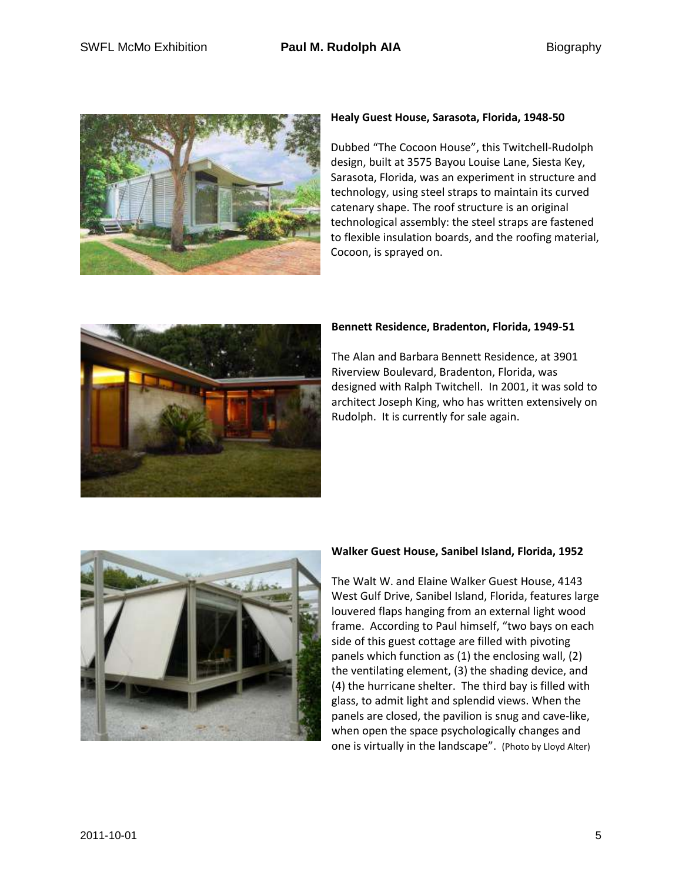**Healy Guest House, Sarasota, Florida, 1948-50**

Dubbed “The Cocoon House”, this Twitchell-Rudolph design, built at 3575 Bayou Louise Lane, Siesta Key, Sarasota, Florida, was an experiment in structure and technology, using steel straps to maintain its curved catenary shape. The roof structure is an original technological assembly: the steel straps are fastened to flexible insulation boards, and the roofing material, Cocoon, is sprayed on.

**Bennett Residence, Bradenton, Florida, 1949-51**

The Alan and Barbara Bennett Residence, at 3901 Riverview Boulevard, Bradenton, Florida, was designed with Ralph Twitchell. In 2001, it was sold to architect Joseph King, who has written extensively on Rudolph. It is currently for sale again.

**Walker Guest House, Sanibel Island, Florida, 1952**

The Walt W. and Elaine Walker Guest House, 4143 West Gulf Drive, Sanibel Island, Florida, features large louvered flaps hanging from an external light wood frame. According to Paul himself, “two bays on each side of this guest cottage are filled with pivoting panels which function as (1) the enclosing wall, (2) the ventilating element, (3) the shading device, and (4) the hurricane shelter. The third bay is filled with glass, to admit light and splendid views. When the panels are closed, the pavilion is snug and cave-like, when open the space psychologically changes and one is virtually in the landscape”. (Photo by Lloyd Alter)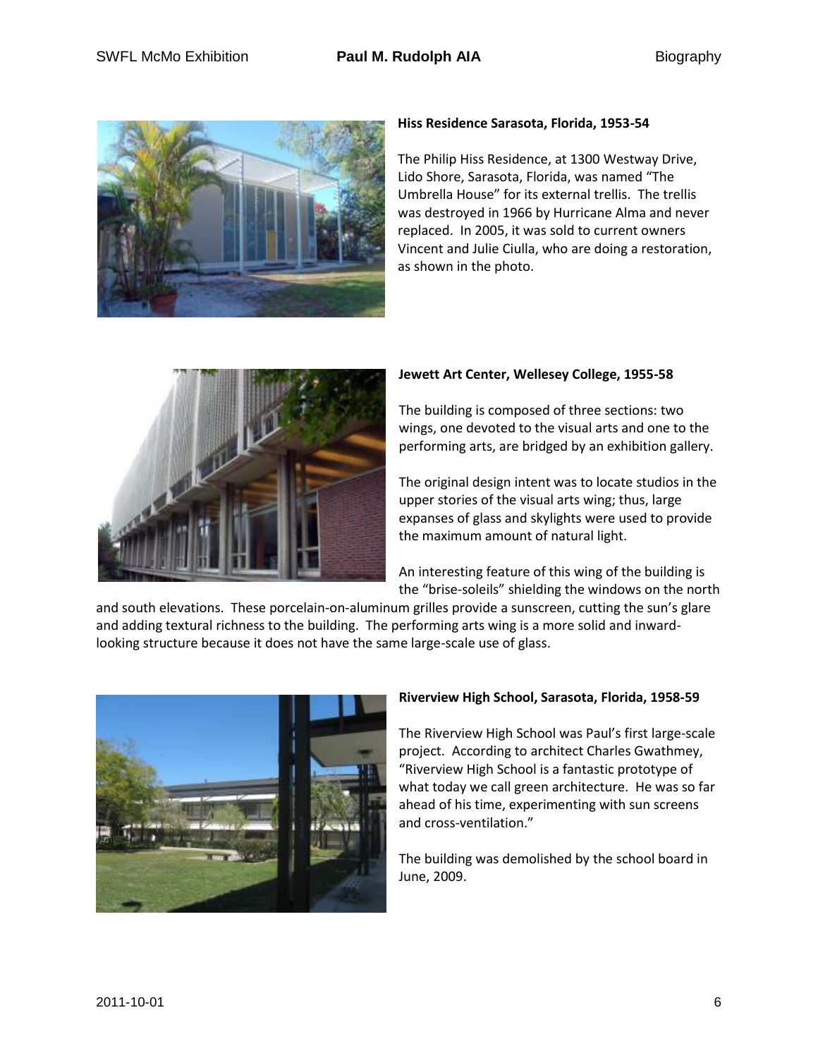### Hiss Residence Sarasota, Florida, 1953-54

The Philip Hiss Residence, at 1300 Westway Drive, Lido Shore, Sarasota, Florida, was named "The Umbrella House" for its external trellis. The trellis was destroyed in 1966 by Hurricane Alma and never replaced. In 2005, it was sold to current owners Vincent and Julie Ciulla, who are doing a restoration, as shown in the photo.

### Jewett Art Center, Wellesey College, 1955-58

The building is composed of three sections: two wings, one devoted to the visual arts and one to the performing arts, are bridged by an exhibition gallery.

The original design intent was to locate studios in the upper stories of the visual arts wing; thus, large expanses of glass and skylights were used to provide the maximum amount of natural light.

An interesting feature of this wing of the building is the "brise-soleils" shielding the windows on the north and south elevations. These porcelain-on-aluminum grilles provide a sunscreen, cutting the sun's glare and adding textural richness to the building. The performing arts wing is a more solid and inward-looking structure because it does not have the same large-scale use of glass.

### Riverview High School, Sarasota, Florida, 1958-59

The Riverview High School was Paul's first large-scale project. According to architect Charles Gwathmey, "Riverview High School is a fantastic prototype of what today we call green architecture. He was so far ahead of his time, experimenting with sun screens and cross-ventilation."

The building was demolished by the school board in June, 2009.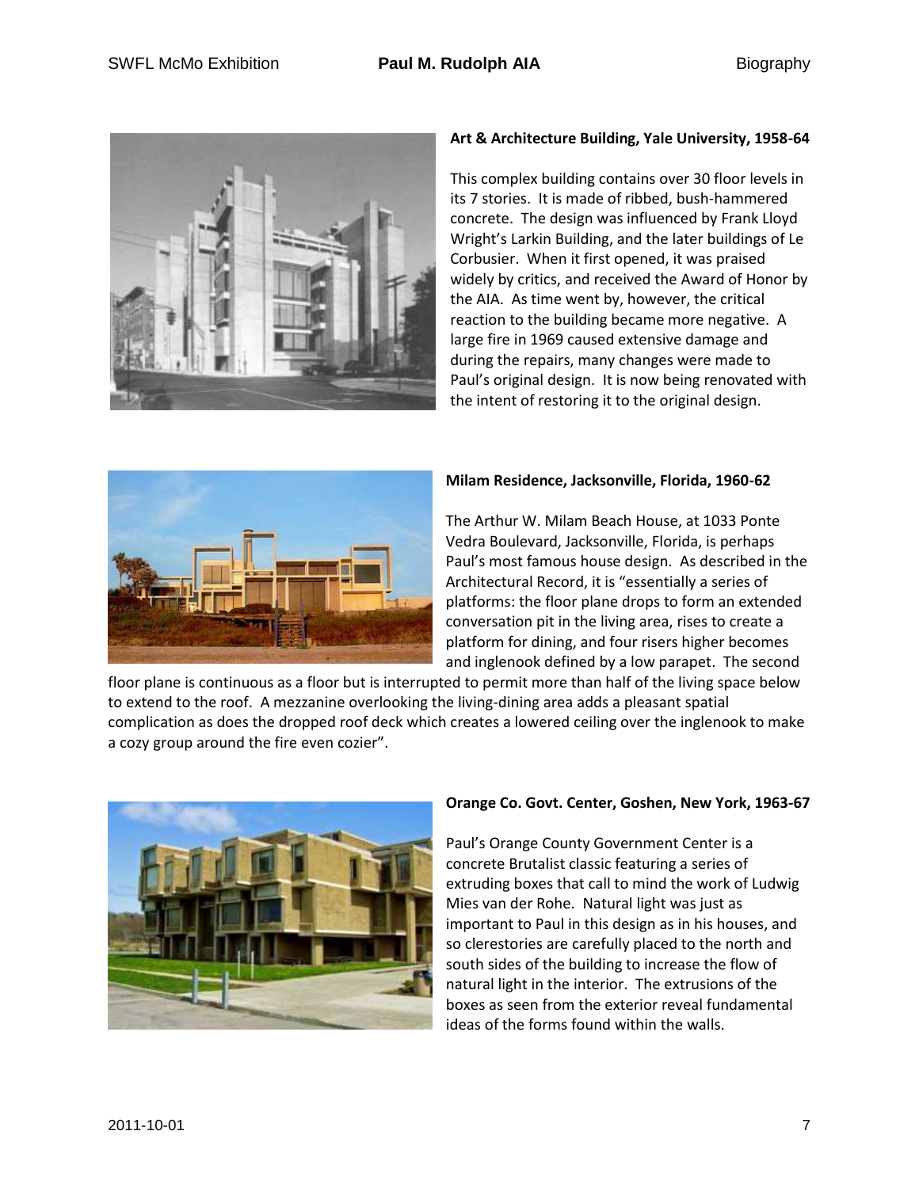### Art & Architecture Building, Yale University, 1958-64

This complex building contains over 30 floor levels in its 7 stories. It is made of ribbed, bush-hammered concrete. The design was influenced by Frank Lloyd Wright's Larkin Building, and the later buildings of Le Corbusier. When it first opened, it was praised widely by critics, and received the Award of Honor by the AIA. As time went by, however, the critical reaction to the building became more negative. A large fire in 1969 caused extensive damage and during the repairs, many changes were made to Paul's original design. It is now being renovated with the intent of restoring it to the original design.

### Milam Residence, Jacksonville, Florida, 1960-62

The Arthur W. Milam Beach House, at 1033 Ponte Vedra Boulevard, Jacksonville, Florida, is perhaps Paul's most famous house design. As described in the Architectural Record, it is "essentially a series of platforms: the floor plane drops to form an extended conversation pit in the living area, rises to create a platform for dining, and four risers higher becomes and inglenook defined by a low parapet. The second floor plane is continuous as a floor but is interrupted to permit more than half of the living space below to extend to the roof. A mezzanine overlooking the living-dining area adds a pleasant spatial complication as does the dropped roof deck which creates a lowered ceiling over the inglenook to make a cozy group around the fire even cozier".

### Orange Co. Govt. Center, Goshen, New York, 1963-67

Paul's Orange County Government Center is a concrete Brutalist classic featuring a series of extruding boxes that call to mind the work of Ludwig Mies van der Rohe. Natural light was just as important to Paul in this design as in his houses, and so clerestories are carefully placed to the north and south sides of the building to increase the flow of natural light in the interior. The extrusions of the boxes as seen from the exterior reveal fundamental ideas of the forms found within the walls.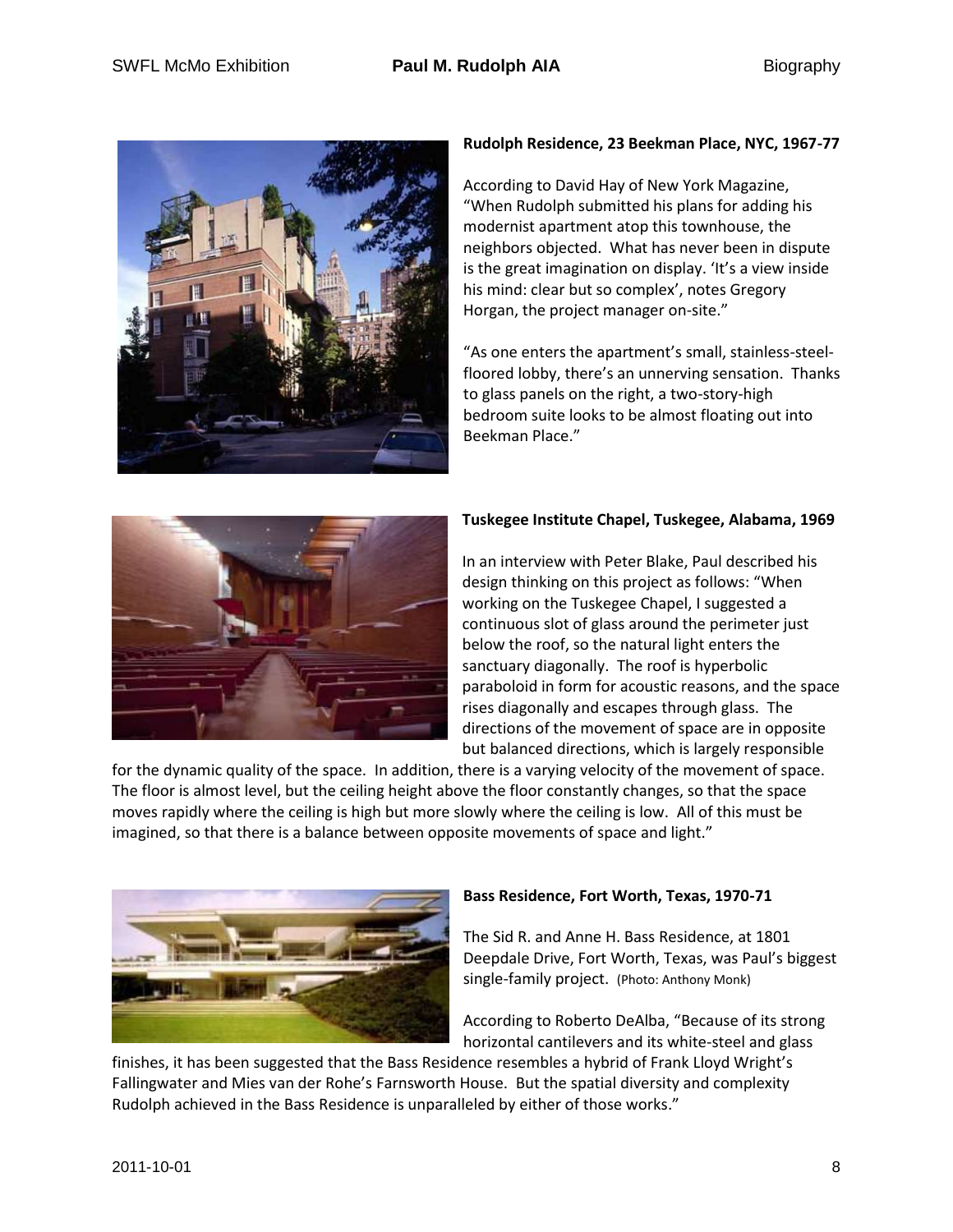**Rudolph Residence, 23 Beekman Place, NYC, 1967-77**

According to David Hay of New York Magazine, "When Rudolph submitted his plans for adding his modernist apartment atop this townhouse, the neighbors objected. What has never been in dispute is the great imagination on display. 'It's a view inside his mind: clear but so complex', notes Gregory Horgan, the project manager on-site."

"As one enters the apartment's small, stainless-steel-floored lobby, there's an unnerving sensation. Thanks to glass panels on the right, a two-story-high bedroom suite looks to be almost floating out into Beekman Place."

**Tuskegee Institute Chapel, Tuskegee, Alabama, 1969**

In an interview with Peter Blake, Paul described his design thinking on this project as follows: "When working on the Tuskegee Chapel, I suggested a continuous slot of glass around the perimeter just below the roof, so the natural light enters the sanctuary diagonally. The roof is hyperbolic paraboloid in form for acoustic reasons, and the space rises diagonally and escapes through glass. The directions of the movement of space are in opposite but balanced directions, which is largely responsible for the dynamic quality of the space. In addition, there is a varying velocity of the movement of space. The floor is almost level, but the ceiling height above the floor constantly changes, so that the space moves rapidly where the ceiling is high but more slowly where the ceiling is low. All of this must be imagined, so that there is a balance between opposite movements of space and light."

**Bass Residence, Fort Worth, Texas, 1970-71**

The Sid R. and Anne H. Bass Residence, at 1801 Deepdale Drive, Fort Worth, Texas, was Paul's biggest single-family project. (Photo: Anthony Monk)

According to Roberto DeAlba, "Because of its strong horizontal cantilevers and its white-steel and glass finishes, it has been suggested that the Bass Residence resembles a hybrid of Frank Lloyd Wright's Fallingwater and Mies van der Rohe's Farnsworth House. But the spatial diversity and complexity Rudolph achieved in the Bass Residence is unparalleled by either of those works."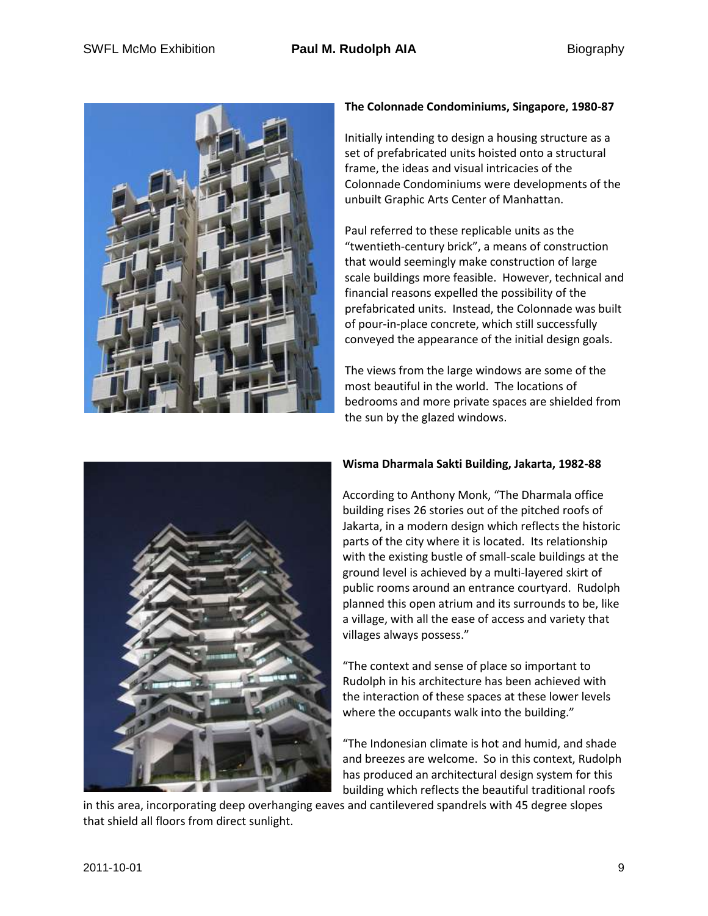**The Colonnade Condominiums, Singapore, 1980-87**

Initially intending to design a housing structure as a set of prefabricated units hoisted onto a structural frame, the ideas and visual intricacies of the Colonnade Condominiums were developments of the unbuilt Graphic Arts Center of Manhattan.

Paul referred to these replicable units as the "twentieth-century brick", a means of construction that would seemingly make construction of large scale buildings more feasible. However, technical and financial reasons expelled the possibility of the prefabricated units. Instead, the Colonnade was built of pour-in-place concrete, which still successfully conveyed the appearance of the initial design goals.

The views from the large windows are some of the most beautiful in the world. The locations of bedrooms and more private spaces are shielded from the sun by the glazed windows.

**Wisma Dharmala Sakti Building, Jakarta, 1982-88**

According to Anthony Monk, "The Dharmala office building rises 26 stories out of the pitched roofs of Jakarta, in a modern design which reflects the historic parts of the city where it is located. Its relationship with the existing bustle of small-scale buildings at the ground level is achieved by a multi-layered skirt of public rooms around an entrance courtyard. Rudolph planned this open atrium and its surrounds to be, like a village, with all the ease of access and variety that villages always possess."

"The context and sense of place so important to Rudolph in his architecture has been achieved with the interaction of these spaces at these lower levels where the occupants walk into the building."

"The Indonesian climate is hot and humid, and shade and breezes are welcome. So in this context, Rudolph has produced an architectural design system for this building which reflects the beautiful traditional roofs in this area, incorporating deep overhanging eaves and cantilevered spandrels with 45 degree slopes that shield all floors from direct sunlight.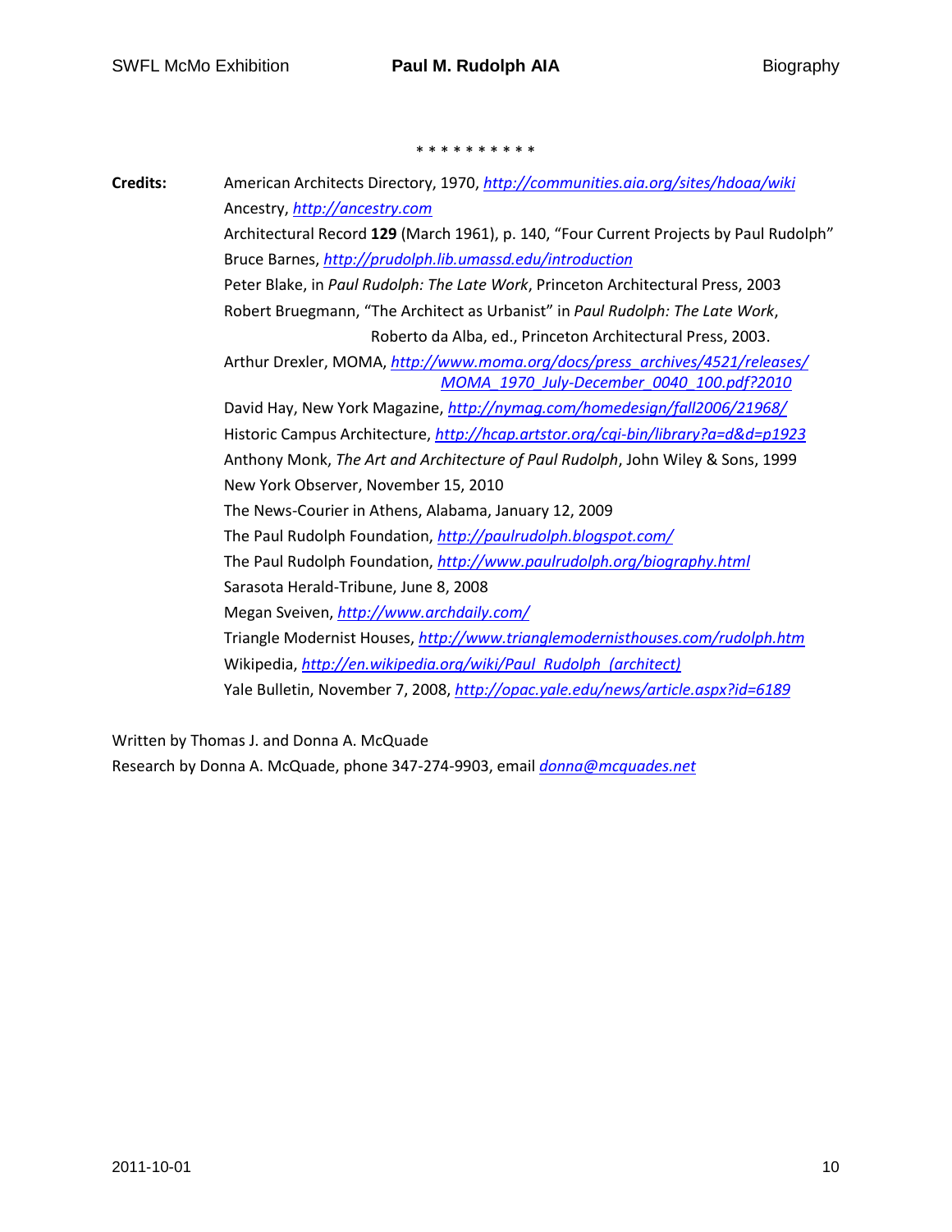\* \* \* \* \* \* \* \* \* \*

**Credits:**

American Architects Directory, 1970, *http://communities.aia.org/sites/hdoaa/wiki*
Ancestry, *http://ancestry.com*
Architectural Record **129** (March 1961), p. 140, "Four Current Projects by Paul Rudolph"
Bruce Barnes, *http://prudolph.lib.umassd.edu/introduction*
Peter Blake, in *Paul Rudolph: The Late Work*, Princeton Architectural Press, 2003
Robert Bruegmann, "The Architect as Urbanist" in *Paul Rudolph: The Late Work*, Roberto da Alba, ed., Princeton Architectural Press, 2003.
Arthur Drexler, MOMA, *http://www.moma.org/docs/press_archives/4521/releases/MOMA_1970_July-December_0040_100.pdf?2010*
David Hay, New York Magazine, *http://nymag.com/homedesign/fall2006/21968/*
Historic Campus Architecture, *http://hcap.artstor.org/cgi-bin/library?a=d&d=p1923*
Anthony Monk, *The Art and Architecture of Paul Rudolph*, John Wiley & Sons, 1999
New York Observer, November 15, 2010
The News-Courier in Athens, Alabama, January 12, 2009
The Paul Rudolph Foundation, *http://paulrudolph.blogspot.com/*
The Paul Rudolph Foundation, *http://www.paulrudolph.org/biography.html*
Sarasota Herald-Tribune, June 8, 2008
Megan Sveiven, *http://www.archdaily.com/*
Triangle Modernist Houses, *http://www.trianglemodernisthouses.com/rudolph.htm*
Wikipedia, *http://en.wikipedia.org/wiki/Paul_Rudolph_(architect)*
Yale Bulletin, November 7, 2008, *http://opac.yale.edu/news/article.aspx?id=6189*

Written by Thomas J. and Donna A. McQuade
Research by Donna A. McQuade, phone 347-274-9903, email *donna@mcquades.net*